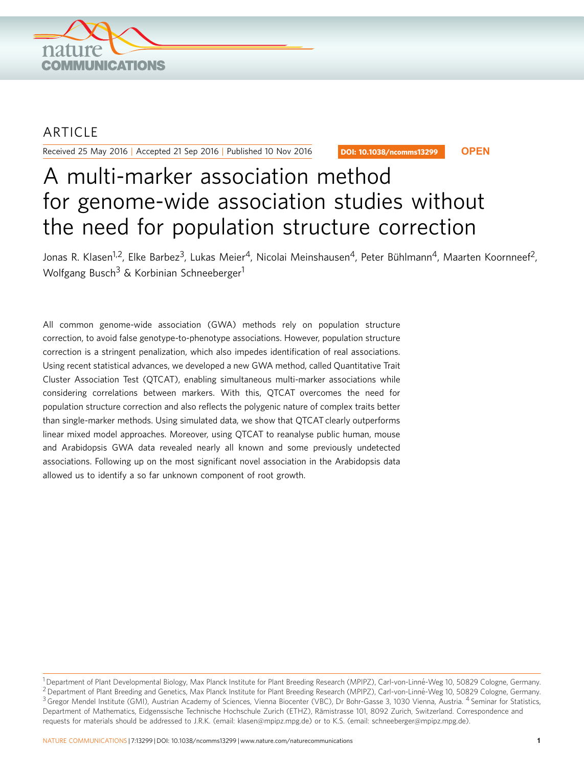ARTICLE

Received 25 May 2016 | Accepted 21 Sep 2016 | Published 10 Nov 2016

DOI: 10.1038/ncomms13299 **OPEN**

# A multi-marker association method for genome-wide association studies without the need for population structure correction

Jonas R. Klasen[1,2], Elke Barbez[3], Lukas Meier[4], Nicolai Meinshausen[4], Peter Bühlmann[4], Maarten Koornneef[2], Wolfgang Busch[3] & Korbinian Schneeberger[1]

All common genome-wide association (GWA) methods rely on population structure correction, to avoid false genotype-to-phenotype associations. However, population structure correction is a stringent penalization, which also impedes identification of real associations. Using recent statistical advances, we developed a new GWA method, called Quantitative Trait Cluster Association Test (QTCAT), enabling simultaneous multi-marker associations while considering correlations between markers. With this, QTCAT overcomes the need for population structure correction and also reflects the polygenic nature of complex traits better than single-marker methods. Using simulated data, we show that QTCAT clearly outperforms linear mixed model approaches. Moreover, using QTCAT to reanalyse public human, mouse and Arabidopsis GWA data revealed nearly all known and some previously undetected associations. Following up on the most significant novel association in the Arabidopsis data allowed us to identify a so far unknown component of root growth.

[1] Department of Plant Developmental Biology, Max Planck Institute for Plant Breeding Research (MPIPZ), Carl-von-Linné-Weg 10, 50829 Cologne, Germany. [2] Department of Plant Breeding and Genetics, Max Planck Institute for Plant Breeding Research (MPIPZ), Carl-von-Linné-Weg 10, 50829 Cologne, Germany. [3] Gregor Mendel Institute (GMI), Austrian Academy of Sciences, Vienna Biocenter (VBC), Dr Bohr-Gasse 3, 1030 Vienna, Austria. [4] Seminar for Statistics, Department of Mathematics, Eidgenssische Technische Hochschule Zurich (ETHZ), Rämistrasse 101, 8092 Zurich, Switzerland. Correspondence and requests for materials should be addressed to J.R.K. (email: klasen@mpipz.mpg.de) or to K.S. (email: schneeberger@mpipz.mpg.de).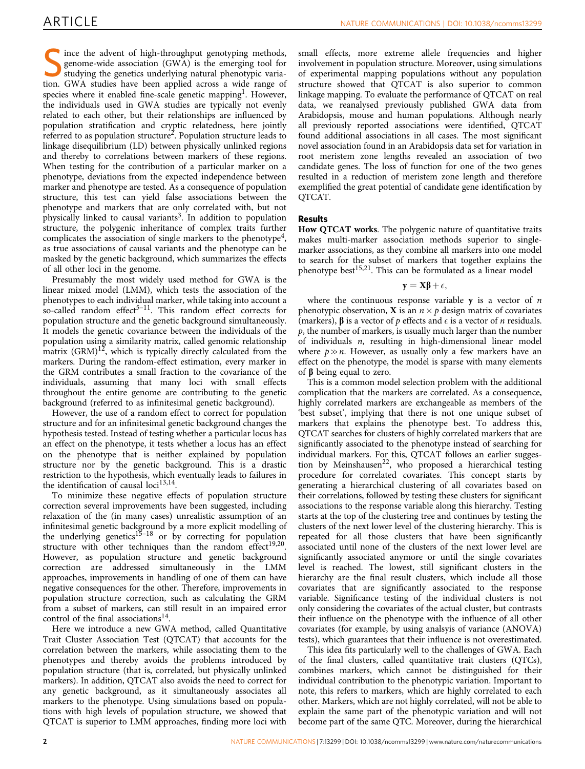Since the advent of high-throughput genotyping methods, genome-wide association (GWA) is the emerging tool for studying the genetics underlying natural phenotypic variation. GWA studies have been applied across a wide range of species where it enabled fine-scale genetic mapping[1]. However, the individuals used in GWA studies are typically not evenly related to each other, but their relationships are influenced by population stratification and cryptic relatedness, here jointly referred to as population structure[2]. Population structure leads to linkage disequilibrium (LD) between physically unlinked regions and thereby to correlations between markers of these regions. When testing for the contribution of a particular marker on a phenotype, deviations from the expected independence between marker and phenotype are tested. As a consequence of population structure, this test can yield false associations between the phenotype and markers that are only correlated with, but not physically linked to causal variants[3]. In addition to population structure, the polygenic inheritance of complex traits further complicates the association of single markers to the phenotype[4], as true associations of causal variants and the phenotype can be masked by the genetic background, which summarizes the effects of all other loci in the genome.

Presumably the most widely used method for GWA is the linear mixed model (LMM), which tests the association of the phenotypes to each individual marker, while taking into account a so-called random effect[5–11]. This random effect corrects for population structure and the genetic background simultaneously. It models the genetic covariance between the individuals of the population using a similarity matrix, called genomic relationship matrix (GRM)[12], which is typically directly calculated from the markers. During the random-effect estimation, every marker in the GRM contributes a small fraction to the covariance of the individuals, assuming that many loci with small effects throughout the entire genome are contributing to the genetic background (referred to as infinitesimal genetic background).

However, the use of a random effect to correct for population structure and for an infinitesimal genetic background changes the hypothesis tested. Instead of testing whether a particular locus has an effect on the phenotype, it tests whether a locus has an effect on the phenotype that is neither explained by population structure nor by the genetic background. This is a drastic restriction to the hypothesis, which eventually leads to failures in the identification of causal loci[13,14].

To minimize these negative effects of population structure correction several improvements have been suggested, including relaxation of the (in many cases) unrealistic assumption of an infinitesimal genetic background by a more explicit modelling of the underlying genetics[15–18] or by correcting for population structure with other techniques than the random effect[19,20]. However, as population structure and genetic background correction are addressed simultaneously in the LMM approaches, improvements in handling of one of them can have negative consequences for the other. Therefore, improvements in population structure correction, such as calculating the GRM from a subset of markers, can still result in an impaired error control of the final associations[14].

Here we introduce a new GWA method, called Quantitative Trait Cluster Association Test (QTCAT) that accounts for the correlation between the markers, while associating them to the phenotypes and thereby avoids the problems introduced by population structure (that is, correlated, but physically unlinked markers). In addition, QTCAT also avoids the need to correct for any genetic background, as it simultaneously associates all markers to the phenotype. Using simulations based on populations with high levels of population structure, we showed that QTCAT is superior to LMM approaches, finding more loci with small effects, more extreme allele frequencies and higher involvement in population structure. Moreover, using simulations of experimental mapping populations without any population structure showed that QTCAT is also superior to common linkage mapping. To evaluate the performance of QTCAT on real data, we reanalysed previously published GWA data from Arabidopsis, mouse and human populations. Although nearly all previously reported associations were identified, QTCAT found additional associations in all cases. The most significant novel association found in an Arabidopsis data set for variation in root meristem zone lengths revealed an association of two candidate genes. The loss of function for one of the two genes resulted in a reduction of meristem zone length and therefore exemplified the great potential of candidate gene identification by QTCAT.

## Results

**How QTCAT works**. The polygenic nature of quantitative traits makes multi-marker association methods superior to single-marker associations, as they combine all markers into one model to search for the subset of markers that together explains the phenotype best[15,21]. This can be formulated as a linear model

$$\mathbf{y} = \mathbf{X}\boldsymbol{\beta} + \epsilon,$$

where the continuous response variable $\mathbf{y}$ is a vector of $n$ phenotypic observation, $\mathbf{X}$ is an $n \times p$ design matrix of covariates (markers), $\boldsymbol{\beta}$ is a vector of $p$ effects and $\epsilon$ is a vector of $n$ residuals. $p$, the number of markers, is usually much larger than the number of individuals $n$, resulting in high-dimensional linear model where $p \gg n$. However, as usually only a few markers have an effect on the phenotype, the model is sparse with many elements of $\boldsymbol{\beta}$ being equal to zero.

This is a common model selection problem with the additional complication that the markers are correlated. As a consequence, highly correlated markers are exchangeable as members of the 'best subset', implying that there is not one unique subset of markers that explains the phenotype best. To address this, QTCAT searches for clusters of highly correlated markers that are significantly associated to the phenotype instead of searching for individual markers. For this, QTCAT follows an earlier suggestion by Meinshausen[22], who proposed a hierarchical testing procedure for correlated covariates. This concept starts by generating a hierarchical clustering of all covariates based on their correlations, followed by testing these clusters for significant associations to the response variable along this hierarchy. Testing starts at the top of the clustering tree and continues by testing the clusters of the next lower level of the clustering hierarchy. This is repeated for all those clusters that have been significantly associated until none of the clusters of the next lower level are significantly associated anymore or until the single covariates level is reached. The lowest, still significant clusters in the hierarchy are the final result clusters, which include all those covariates that are significantly associated to the response variable. Significance testing of the individual clusters is not only considering the covariates of the actual cluster, but contrasts their influence on the phenotype with the influence of all other covariates (for example, by using analsyis of variance (ANOVA) tests), which guarantees that their influence is not overestimated.

This idea fits particularly well to the challenges of GWA. Each of the final clusters, called quantitative trait clusters (QTCs), combines markers, which cannot be distinguished for their individual contribution to the phenotypic variation. Important to note, this refers to markers, which are highly correlated to each other. Markers, which are not highly correlated, will not be able to explain the same part of the phenotypic variation and will not become part of the same QTC. Moreover, during the hierarchical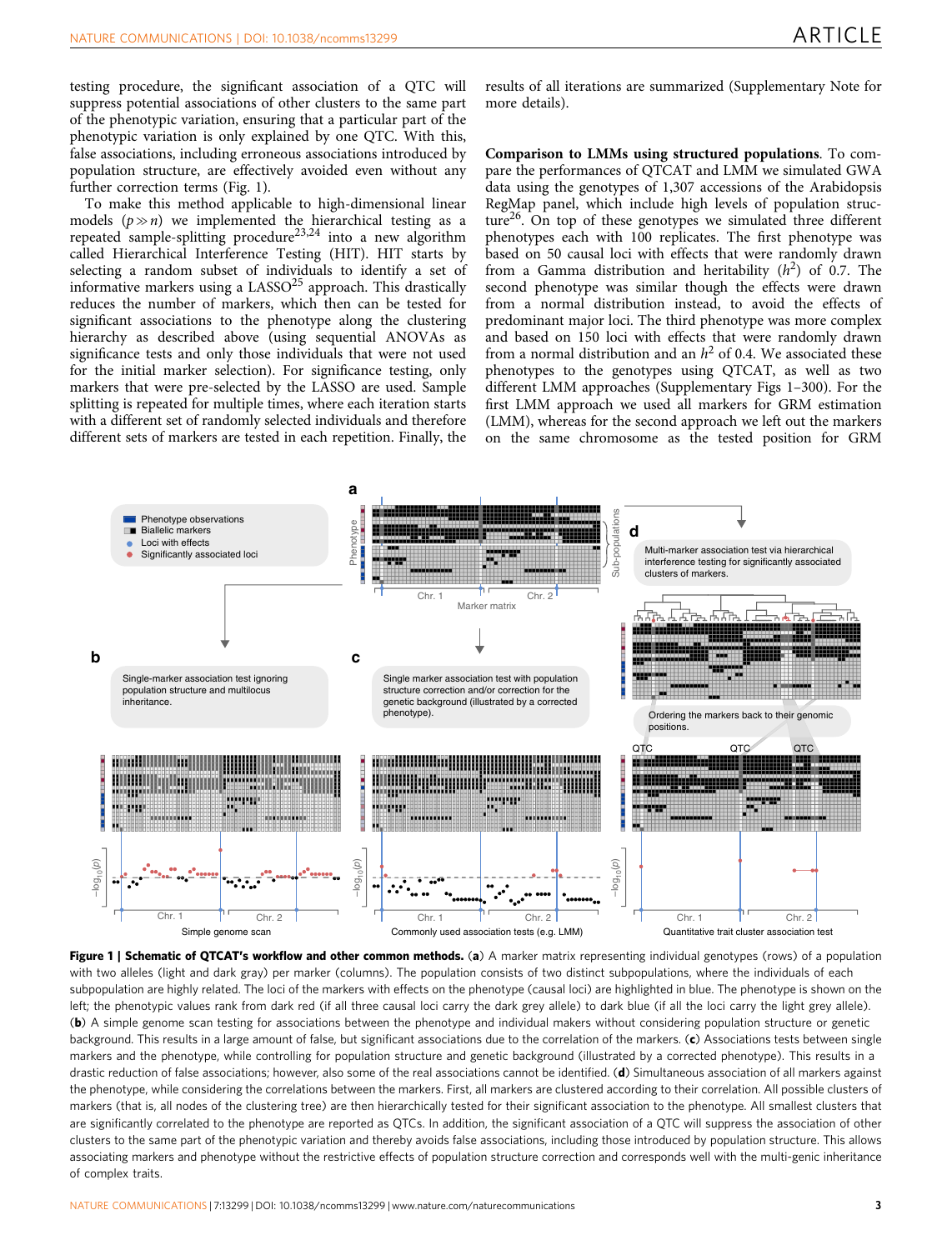testing procedure, the significant association of a QTC will suppress potential associations of other clusters to the same part of the phenotypic variation, ensuring that a particular part of the phenotypic variation is only explained by one QTC. With this, false associations, including erroneous associations introduced by population structure, are effectively avoided even without any further correction terms (Fig. 1).

To make this method applicable to high-dimensional linear models ($p \gg n$) we implemented the hierarchical testing as a repeated sample-splitting procedure[23,24] into a new algorithm called Hierarchical Interference Testing (HIT). HIT starts by selecting a random subset of individuals to identify a set of informative markers using a LASSO[25] approach. This drastically reduces the number of markers, which then can be tested for significant associations to the phenotype along the clustering hierarchy as described above (using sequential ANOVAs as significance tests and only those individuals that were not used for the initial marker selection). For significance testing, only markers that were pre-selected by the LASSO are used. Sample splitting is repeated for multiple times, where each iteration starts with a different set of randomly selected individuals and therefore different sets of markers are tested in each repetition. Finally, the results of all iterations are summarized (Supplementary Note for more details).

**Comparison to LMMs using structured populations**. To compare the performances of QTCAT and LMM we simulated GWA data using the genotypes of 1,307 accessions of the Arabidopsis RegMap panel, which include high levels of population structure[26]. On top of these genotypes we simulated three different phenotypes each with 100 replicates. The first phenotype was based on 50 causal loci with effects that were randomly drawn from a Gamma distribution and heritability ($h^2$) of 0.7. The second phenotype was similar though the effects were drawn from a normal distribution instead, to avoid the effects of predominant major loci. The third phenotype was more complex and based on 150 loci with effects that were randomly drawn from a normal distribution and an $h^2$ of 0.4. We associated these phenotypes to the genotypes using QTCAT, as well as two different LMM approaches (Supplementary Figs 1–300). For the first LMM approach we used all markers for GRM estimation (LMM), whereas for the second approach we left out the markers on the same chromosome as the tested position for GRM

**Figure 1 | Schematic of QTCAT's workflow and other common methods.** (**a**) A marker matrix representing individual genotypes (rows) of a population with two alleles (light and dark gray) per marker (columns). The population consists of two distinct subpopulations, where the individuals of each subpopulation are highly related. The loci of the markers with effects on the phenotype (causal loci) are highlighted in blue. The phenotype is shown on the left; the phenotypic values rank from dark red (if all three causal loci carry the dark grey allele) to dark blue (if all the loci carry the light grey allele). (**b**) A simple genome scan testing for associations between the phenotype and individual makers without considering population structure or genetic background. This results in a large amount of false, but significant associations due to the correlation of the markers. (**c**) Associations tests between single markers and the phenotype, while controlling for population structure and genetic background (illustrated by a corrected phenotype). This results in a drastic reduction of false associations; however, also some of the real associations cannot be identified. (**d**) Simultaneous association of all markers against the phenotype, while considering the correlations between the markers. First, all markers are clustered according to their correlation. All possible clusters of markers (that is, all nodes of the clustering tree) are then hierarchically tested for their significant association to the phenotype. All smallest clusters that are significantly correlated to the phenotype are reported as QTCs. In addition, the significant association of a QTC will suppress the association of other clusters to the same part of the phenotypic variation and thereby avoids false associations, including those introduced by population structure. This allows associating markers and phenotype without the restrictive effects of population structure correction and corresponds well with the multi-genic inheritance of complex traits.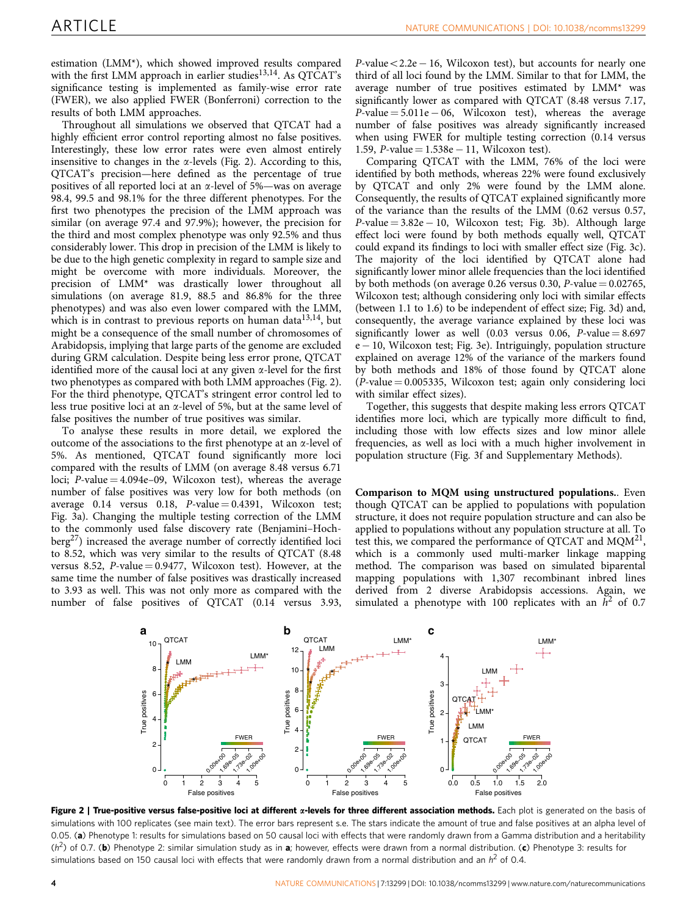estimation (LMM*), which showed improved results compared with the first LMM approach in earlier studies[13,14]. As QTCAT's significance testing is implemented as family-wise error rate (FWER), we also applied FWER (Bonferroni) correction to the results of both LMM approaches.

Throughout all simulations we observed that QTCAT had a highly efficient error control reporting almost no false positives. Interestingly, these low error rates were even almost entirely insensitive to changes in the α-levels (Fig. 2). According to this, QTCAT's precision—here defined as the percentage of true positives of all reported loci at an α-level of 5%—was on average 98.4, 99.5 and 98.1% for the three different phenotypes. For the first two phenotypes the precision of the LMM approach was similar (on average 97.4 and 97.9%); however, the precision for the third and most complex phenotype was only 92.5% and thus considerably lower. This drop in precision of the LMM is likely to be due to the high genetic complexity in regard to sample size and might be overcome with more individuals. Moreover, the precision of LMM* was drastically lower throughout all simulations (on average 81.9, 88.5 and 86.8% for the three phenotypes) and was also even lower compared with the LMM, which is in contrast to previous reports on human data[13,14], but might be a consequence of the small number of chromosomes of Arabidopsis, implying that large parts of the genome are excluded during GRM calculation. Despite being less error prone, QTCAT identified more of the causal loci at any given α-level for the first two phenotypes as compared with both LMM approaches (Fig. 2). For the third phenotype, QTCAT's stringent error control led to less true positive loci at an α-level of 5%, but at the same level of false positives the number of true positives was similar.

To analyse these results in more detail, we explored the outcome of the associations to the first phenotype at an α-level of 5%. As mentioned, QTCAT found significantly more loci compared with the results of LMM (on average 8.48 versus 6.71 loci; $P$-value = 4.094e–09, Wilcoxon test), whereas the average number of false positives was very low for both methods (on average 0.14 versus 0.18, $P$-value = 0.4391, Wilcoxon test; Fig. 3a). Changing the multiple testing correction of the LMM to the commonly used false discovery rate (Benjamini–Hochberg[27]) increased the average number of correctly identified loci to 8.52, which was very similar to the results of QTCAT (8.48 versus 8.52, $P$-value = 0.9477, Wilcoxon test). However, at the same time the number of false positives was drastically increased to 3.93 as well. This was not only more as compared with the number of false positives of QTCAT (0.14 versus 3.93, $P$-value < 2.2e − 16, Wilcoxon test), but accounts for nearly one third of all loci found by the LMM. Similar to that for LMM, the average number of true positives estimated by LMM* was significantly lower as compared with QTCAT (8.48 versus 7.17, $P$-value = 5.011e − 06, Wilcoxon test), whereas the average number of false positives was already significantly increased when using FWER for multiple testing correction (0.14 versus 1.59, $P$-value = 1.538e − 11, Wilcoxon test).

Comparing QTCAT with the LMM, 76% of the loci were identified by both methods, whereas 22% were found exclusively by QTCAT and only 2% were found by the LMM alone. Consequently, the results of QTCAT explained significantly more of the variance than the results of the LMM (0.62 versus 0.57, $P$-value = 3.82e − 10, Wilcoxon test; Fig. 3b). Although large effect loci were found by both methods equally well, QTCAT could expand its findings to loci with smaller effect size (Fig. 3c). The majority of the loci identified by QTCAT alone had significantly lower minor allele frequencies than the loci identified by both methods (on average 0.26 versus 0.30, $P$-value = 0.02765, Wilcoxon test; although considering only loci with similar effects (between 1.1 to 1.6) to be independent of effect size; Fig. 3d) and, consequently, the average variance explained by these loci was significantly lower as well (0.03 versus 0.06, $P$-value = 8.697 e − 10, Wilcoxon test; Fig. 3e). Intriguingly, population structure explained on average 12% of the variance of the markers found by both methods and 18% of those found by QTCAT alone ($P$-value = 0.005335, Wilcoxon test; again only considering loci with similar effect sizes).

Together, this suggests that despite making less errors QTCAT identifies more loci, which are typically more difficult to find, including those with low effects sizes and low minor allele frequencies, as well as loci with a much higher involvement in population structure (Fig. 3f and Supplementary Methods).

**Comparison to MQM using unstructured populations.**. Even though QTCAT can be applied to populations with population structure, it does not require population structure and can also be applied to populations without any population structure at all. To test this, we compared the performance of QTCAT and MQM[21], which is a commonly used multi-marker linkage mapping method. The comparison was based on simulated biparental mapping populations with 1,307 recombinant inbred lines derived from 2 diverse Arabidopsis accessions. Again, we simulated a phenotype with 100 replicates with an $h^2$ of 0.7

**Figure 2 | True-positive versus false-positive loci at different α-levels for three different association methods.** Each plot is generated on the basis of simulations with 100 replicates (see main text). The error bars represent s.e. The stars indicate the amount of true and false positives at an alpha level of 0.05. (**a**) Phenotype 1: results for simulations based on 50 causal loci with effects that were randomly drawn from a Gamma distribution and a heritability ($h^2$) of 0.7. (**b**) Phenotype 2: similar simulation study as in **a**; however, effects were drawn from a normal distribution. (**c**) Phenotype 3: results for simulations based on 150 causal loci with effects that were randomly drawn from a normal distribution and an $h^2$ of 0.4.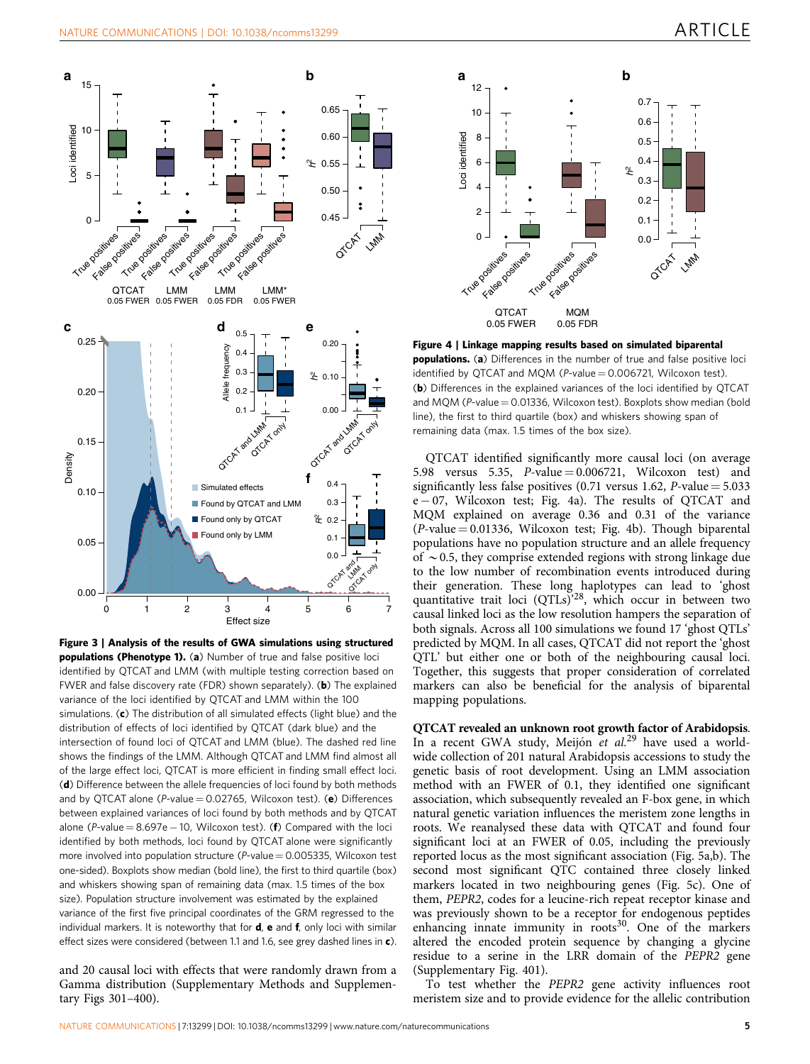**Figure 3 | Analysis of the results of GWA simulations using structured populations (Phenotype 1).** (**a**) Number of true and false positive loci identified by QTCAT and LMM (with multiple testing correction based on FWER and false discovery rate (FDR) shown separately). (**b**) The explained variance of the loci identified by QTCAT and LMM within the 100 simulations. (**c**) The distribution of all simulated effects (light blue) and the distribution of effects of loci identified by QTCAT (dark blue) and the intersection of found loci of QTCAT and LMM (blue). The dashed red line shows the findings of the LMM. Although QTCAT and LMM find almost all of the large effect loci, QTCAT is more efficient in finding small effect loci. (**d**) Difference between the allele frequencies of loci found by both methods and by QTCAT alone (*P*-value = 0.02765, Wilcoxon test). (**e**) Differences between explained variances of loci found by both methods and by QTCAT alone (*P*-value = 8.697e − 10, Wilcoxon test). (**f**) Compared with the loci identified by both methods, loci found by QTCAT alone were significantly more involved into population structure (*P*-value = 0.005335, Wilcoxon test one-sided). Boxplots show median (bold line), the first to third quartile (box) and whiskers showing span of remaining data (max. 1.5 times of the box size). Population structure involvement was estimated by the explained variance of the first five principal coordinates of the GRM regressed to the individual markers. It is noteworthy that for **d**, **e** and **f**, only loci with similar effect sizes were considered (between 1.1 and 1.6, see grey dashed lines in **c**).

and 20 causal loci with effects that were randomly drawn from a Gamma distribution (Supplementary Methods and Supplementary Figs 301–400).

**Figure 4 | Linkage mapping results based on simulated biparental populations.** (**a**) Differences in the number of true and false positive loci identified by QTCAT and MQM (*P*-value = 0.006721, Wilcoxon test). (**b**) Differences in the explained variances of the loci identified by QTCAT and MQM (*P*-value = 0.01336, Wilcoxon test). Boxplots show median (bold line), the first to third quartile (box) and whiskers showing span of remaining data (max. 1.5 times of the box size).

QTCAT identified significantly more causal loci (on average 5.98 versus 5.35, *P*-value = 0.006721, Wilcoxon test) and significantly less false positives (0.71 versus 1.62, *P*-value = 5.033 e − 07, Wilcoxon test; Fig. 4a). The results of QTCAT and MQM explained on average 0.36 and 0.31 of the variance (*P*-value = 0.01336, Wilcoxon test; Fig. 4b). Though biparental populations have no population structure and an allele frequency of ~0.5, they comprise extended regions with strong linkage due to the low number of recombination events introduced during their generation. These long haplotypes can lead to 'ghost quantitative trait loci (QTLs)'[28], which occur in between two causal linked loci as the low resolution hampers the separation of both signals. Across all 100 simulations we found 17 'ghost QTLs' predicted by MQM. In all cases, QTCAT did not report the 'ghost QTL' but either one or both of the neighbouring causal loci. Together, this suggests that proper consideration of correlated markers can also be beneficial for the analysis of biparental mapping populations.

**QTCAT revealed an unknown root growth factor of Arabidopsis.** In a recent GWA study, Meijón *et al.*[29] have used a worldwide collection of 201 natural Arabidopsis accessions to study the genetic basis of root development. Using an LMM association method with an FWER of 0.1, they identified one significant association, which subsequently revealed an F-box gene, in which natural genetic variation influences the meristem zone lengths in roots. We reanalysed these data with QTCAT and found four significant loci at an FWER of 0.05, including the previously reported locus as the most significant association (Fig. 5a,b). The second most significant QTC contained three closely linked markers located in two neighbouring genes (Fig. 5c). One of them, *PEPR2*, codes for a leucine-rich repeat receptor kinase and was previously shown to be a receptor for endogenous peptides enhancing innate immunity in roots[30]. One of the markers altered the encoded protein sequence by changing a glycine residue to a serine in the LRR domain of the *PEPR2* gene (Supplementary Fig. 401).

To test whether the *PEPR2* gene activity influences root meristem size and to provide evidence for the allelic contribution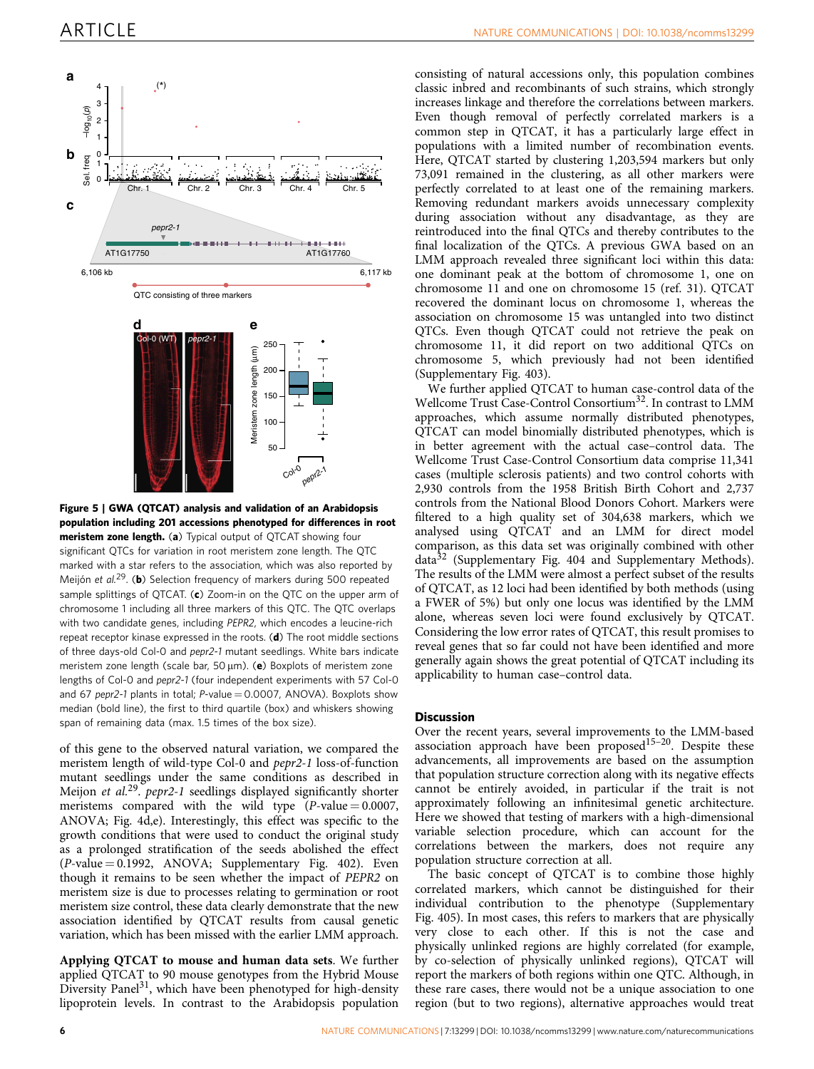**Figure 5 | GWA (QTCAT) analysis and validation of an Arabidopsis population including 201 accessions phenotyped for differences in root meristem zone length.** (**a**) Typical output of QTCAT showing four significant QTCs for variation in root meristem zone length. The QTC marked with a star refers to the association, which was also reported by Meijón *et al.*[29]. (**b**) Selection frequency of markers during 500 repeated sample splittings of QTCAT. (**c**) Zoom-in on the QTC on the upper arm of chromosome 1 including all three markers of this QTC. The QTC overlaps with two candidate genes, including *PEPR2*, which encodes a leucine-rich repeat receptor kinase expressed in the roots. (**d**) The root middle sections of three days-old Col-0 and *pepr2-1* mutant seedlings. White bars indicate meristem zone length (scale bar, 50 μm). (**e**) Boxplots of meristem zone lengths of Col-0 and *pepr2-1* (four independent experiments with 57 Col-0 and 67 *pepr2-1* plants in total; *P*-value = 0.0007, ANOVA). Boxplots show median (bold line), the first to third quartile (box) and whiskers showing span of remaining data (max. 1.5 times of the box size).

of this gene to the observed natural variation, we compared the meristem length of wild-type Col-0 and *pepr2-1* loss-of-function mutant seedlings under the same conditions as described in Meijon *et al.*[29]. *pepr2-1* seedlings displayed significantly shorter meristems compared with the wild type (*P*-value = 0.0007, ANOVA; Fig. 4d,e). Interestingly, this effect was specific to the growth conditions that were used to conduct the original study as a prolonged stratification of the seeds abolished the effect (*P*-value = 0.1992, ANOVA; Supplementary Fig. 402). Even though it remains to be seen whether the impact of *PEPR2* on meristem size is due to processes relating to germination or root meristem size control, these data clearly demonstrate that the new association identified by QTCAT results from causal genetic variation, which has been missed with the earlier LMM approach.

**Applying QTCAT to mouse and human data sets.** We further applied QTCAT to 90 mouse genotypes from the Hybrid Mouse Diversity Panel[31], which have been phenotyped for high-density lipoprotein levels. In contrast to the Arabidopsis population consisting of natural accessions only, this population combines classic inbred and recombinants of such strains, which strongly increases linkage and therefore the correlations between markers. Even though removal of perfectly correlated markers is a common step in QTCAT, it has a particularly large effect in populations with a limited number of recombination events. Here, QTCAT started by clustering 1,203,594 markers but only 73,091 remained in the clustering, as all other markers were perfectly correlated to at least one of the remaining markers. Removing redundant markers avoids unnecessary complexity during association without any disadvantage, as they are reintroduced into the final QTCs and thereby contributes to the final localization of the QTCs. A previous GWA based on an LMM approach revealed three significant loci within this data: one dominant peak at the bottom of chromosome 1, one on chromosome 11 and one on chromosome 15 (ref. 31). QTCAT recovered the dominant locus on chromosome 1, whereas the association on chromosome 15 was untangled into two distinct QTCs. Even though QTCAT could not retrieve the peak on chromosome 11, it did report on two additional QTCs on chromosome 5, which previously had not been identified (Supplementary Fig. 403).

We further applied QTCAT to human case-control data of the Wellcome Trust Case-Control Consortium[32]. In contrast to LMM approaches, which assume normally distributed phenotypes, QTCAT can model binomially distributed phenotypes, which is in better agreement with the actual case–control data. The Wellcome Trust Case-Control Consortium data comprise 11,341 cases (multiple sclerosis patients) and two control cohorts with 2,930 controls from the 1958 British Birth Cohort and 2,737 controls from the National Blood Donors Cohort. Markers were filtered to a high quality set of 304,638 markers, which we analysed using QTCAT and an LMM for direct model comparison, as this data set was originally combined with other data[32] (Supplementary Fig. 404 and Supplementary Methods). The results of the LMM were almost a perfect subset of the results of QTCAT, as 12 loci had been identified by both methods (using a FWER of 5%) but only one locus was identified by the LMM alone, whereas seven loci were found exclusively by QTCAT. Considering the low error rates of QTCAT, this result promises to reveal genes that so far could not have been identified and more generally again shows the great potential of QTCAT including its applicability to human case–control data.

## Discussion

Over the recent years, several improvements to the LMM-based association approach have been proposed[15–20]. Despite these advancements, all improvements are based on the assumption that population structure correction along with its negative effects cannot be entirely avoided, in particular if the trait is not approximately following an infinitesimal genetic architecture. Here we showed that testing of markers with a high-dimensional variable selection procedure, which can account for the correlations between the markers, does not require any population structure correction at all.

The basic concept of QTCAT is to combine those highly correlated markers, which cannot be distinguished for their individual contribution to the phenotype (Supplementary Fig. 405). In most cases, this refers to markers that are physically very close to each other. If this is not the case and physically unlinked regions are highly correlated (for example, by co-selection of physically unlinked regions), QTCAT will report the markers of both regions within one QTC. Although, in these rare cases, there would not be a unique association to one region (but to two regions), alternative approaches would treat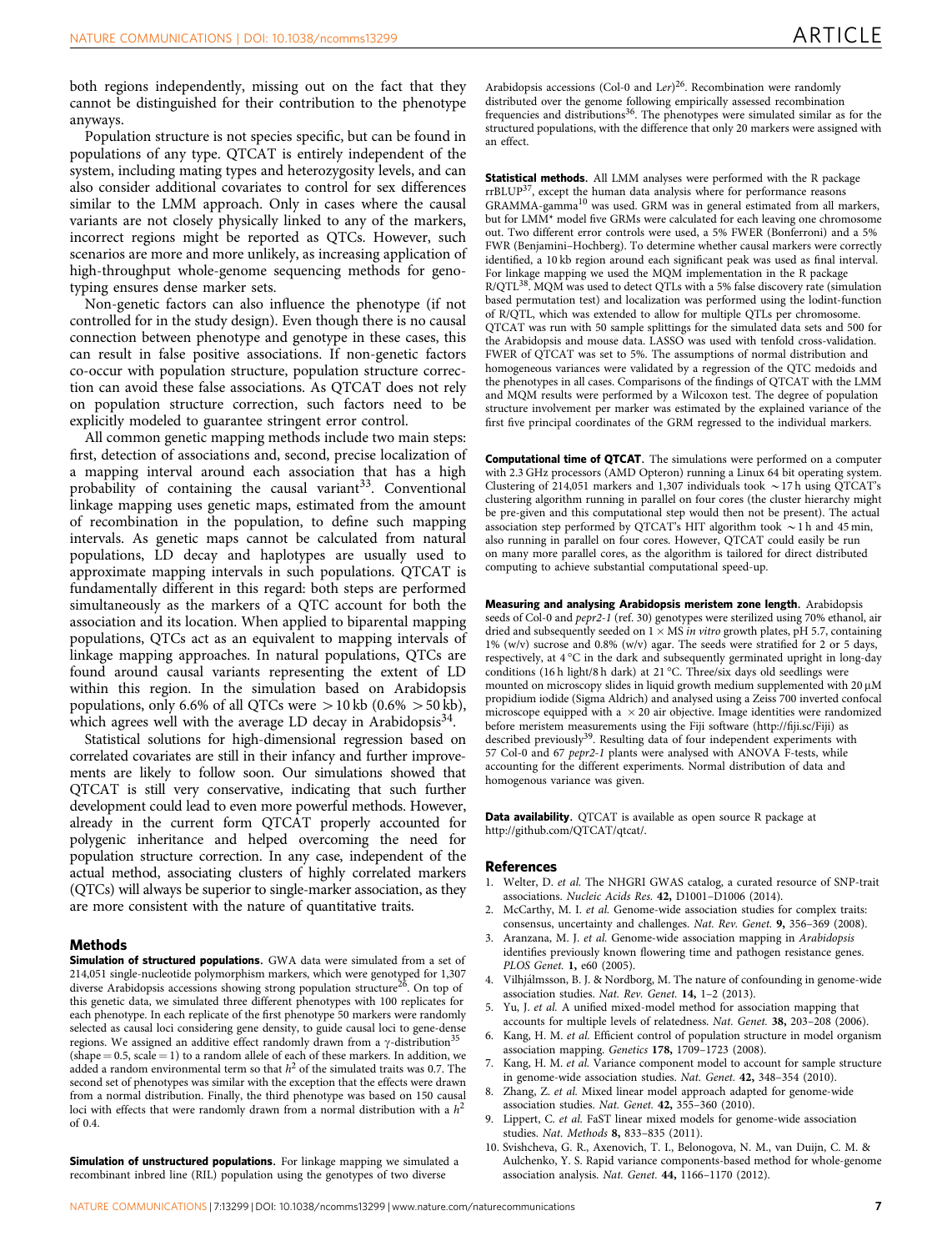both regions independently, missing out on the fact that they cannot be distinguished for their contribution to the phenotype anyways.

Population structure is not species specific, but can be found in populations of any type. QTCAT is entirely independent of the system, including mating types and heterozygosity levels, and can also consider additional covariates to control for sex differences similar to the LMM approach. Only in cases where the causal variants are not closely physically linked to any of the markers, incorrect regions might be reported as QTCs. However, such scenarios are more and more unlikely, as increasing application of high-throughput whole-genome sequencing methods for genotyping ensures dense marker sets.

Non-genetic factors can also influence the phenotype (if not controlled for in the study design). Even though there is no causal connection between phenotype and genotype in these cases, this can result in false positive associations. If non-genetic factors co-occur with population structure, population structure correction can avoid these false associations. As QTCAT does not rely on population structure correction, such factors need to be explicitly modeled to guarantee stringent error control.

All common genetic mapping methods include two main steps: first, detection of associations and, second, precise localization of a mapping interval around each association that has a high probability of containing the causal variant[33]. Conventional linkage mapping uses genetic maps, estimated from the amount of recombination in the population, to define such mapping intervals. As genetic maps cannot be calculated from natural populations, LD decay and haplotypes are usually used to approximate mapping intervals in such populations. QTCAT is fundamentally different in this regard: both steps are performed simultaneously as the markers of a QTC account for both the association and its location. When applied to biparental mapping populations, QTCs act as an equivalent to mapping intervals of linkage mapping approaches. In natural populations, QTCs are found around causal variants representing the extent of LD within this region. In the simulation based on Arabidopsis populations, only 6.6% of all QTCs were >10 kb (0.6% >50 kb), which agrees well with the average LD decay in Arabidopsis[34].

Statistical solutions for high-dimensional regression based on correlated covariates are still in their infancy and further improvements are likely to follow soon. Our simulations showed that QTCAT is still very conservative, indicating that such further development could lead to even more powerful methods. However, already in the current form QTCAT properly accounted for polygenic inheritance and helped overcoming the need for population structure correction. In any case, independent of the actual method, associating clusters of highly correlated markers (QTCs) will always be superior to single-marker association, as they are more consistent with the nature of quantitative traits.

## Methods

**Simulation of structured populations.** GWA data were simulated from a set of 214,051 single-nucleotide polymorphism markers, which were genotyped for 1,307 diverse Arabidopsis accessions showing strong population structure[26]. On top of this genetic data, we simulated three different phenotypes with 100 replicates for each phenotype. In each replicate of the first phenotype 50 markers were randomly selected as causal loci considering gene density, to guide causal loci to gene-dense regions. We assigned an additive effect randomly drawn from a γ-distribution[35] (shape = 0.5, scale = 1) to a random allele of each of these markers. In addition, we added a random environmental term so that $h^2$ of the simulated traits was 0.7. The second set of phenotypes was similar with the exception that the effects were drawn from a normal distribution. Finally, the third phenotype was based on 150 causal loci with effects that were randomly drawn from a normal distribution with a $h^2$ of 0.4.

**Simulation of unstructured populations.** For linkage mapping we simulated a recombinant inbred line (RIL) population using the genotypes of two diverse Arabidopsis accessions (Col-0 and L*er*)[26]. Recombination were randomly distributed over the genome following empirically assessed recombination frequencies and distributions[36]. The phenotypes were simulated similar as for the structured populations, with the difference that only 20 markers were assigned with an effect.

**Statistical methods.** All LMM analyses were performed with the R package rrBLUP[37], except the human data analysis where for performance reasons GRAMMA-gamma[10] was used. GRM was in general estimated from all markers, but for LMM* model five GRMs were calculated for each leaving one chromosome out. Two different error controls were used, a 5% FWER (Bonferroni) and a 5% FWR (Benjamini–Hochberg). To determine whether causal markers were correctly identified, a 10 kb region around each significant peak was used as final interval. For linkage mapping we used the MQM implementation in the R package R/QTL[38]. MQM was used to detect QTLs with a 5% false discovery rate (simulation based permutation test) and localization was performed using the lodint-function of R/QTL, which was extended to allow for multiple QTLs per chromosome. QTCAT was run with 50 sample splittings for the simulated data sets and 500 for the Arabidopsis and mouse data. LASSO was used with tenfold cross-validation. FWER of QTCAT was set to 5%. The assumptions of normal distribution and homogeneous variances were validated by a regression of the QTC medoids and the phenotypes in all cases. Comparisons of the findings of QTCAT with the LMM and MQM results were performed by a Wilcoxon test. The degree of population structure involvement per marker was estimated by the explained variance of the first five principal coordinates of the GRM regressed to the individual markers.

**Computational time of QTCAT.** The simulations were performed on a computer with 2.3 GHz processors (AMD Opteron) running a Linux 64 bit operating system. Clustering of 214,051 markers and 1,307 individuals took ~17 h using QTCAT's clustering algorithm running in parallel on four cores (the cluster hierarchy might be pre-given and this computational step would then not be present). The actual association step performed by QTCAT's HIT algorithm took ~1 h and 45 min, also running in parallel on four cores. However, QTCAT could easily be run on many more parallel cores, as the algorithm is tailored for direct distributed computing to achieve substantial computational speed-up.

**Measuring and analysing Arabidopsis meristem zone length.** Arabidopsis seeds of Col-0 and *pepr2-1* (ref. 30) genotypes were sterilized using 70% ethanol, air dried and subsequently seeded on 1 × MS *in vitro* growth plates, pH 5.7, containing 1% (w/v) sucrose and 0.8% (w/v) agar. The seeds were stratified for 2 or 5 days, respectively, at 4 °C in the dark and subsequently germinated upright in long-day conditions (16 h light/8 h dark) at 21 °C. Three/six days old seedlings were mounted on microscopy slides in liquid growth medium supplemented with 20 μM propidium iodide (Sigma Aldrich) and analysed using a Zeiss 700 inverted confocal microscope equipped with a ×20 air objective. Image identities were randomized before meristem measurements using the Fiji software (http://fiji.sc/Fiji) as described previously[39]. Resulting data of four independent experiments with 57 Col-0 and 67 *pepr2-1* plants were analysed with ANOVA F-tests, while accounting for the different experiments. Normal distribution of data and homogenous variance was given.

**Data availability.** QTCAT is available as open source R package at http://github.com/QTCAT/qtcat/.

## References

1. Welter, D. *et al.* The NHGRI GWAS catalog, a curated resource of SNP-trait associations. *Nucleic Acids Res.* **42,** D1001–D1006 (2014).
2. McCarthy, M. I. *et al.* Genome-wide association studies for complex traits: consensus, uncertainty and challenges. *Nat. Rev. Genet.* **9,** 356–369 (2008).
3. Aranzana, M. J. *et al.* Genome-wide association mapping in *Arabidopsis* identifies previously known flowering time and pathogen resistance genes. *PLOS Genet.* **1,** e60 (2005).
4. Vilhjálmsson, B. J. & Nordborg, M. The nature of confounding in genome-wide association studies. *Nat. Rev. Genet.* **14,** 1–2 (2013).
5. Yu, J. *et al.* A unified mixed-model method for association mapping that accounts for multiple levels of relatedness. *Nat. Genet.* **38,** 203–208 (2006).
6. Kang, H. M. *et al.* Efficient control of population structure in model organism association mapping. *Genetics* **178,** 1709–1723 (2008).
7. Kang, H. M. *et al.* Variance component model to account for sample structure in genome-wide association studies. *Nat. Genet.* **42,** 348–354 (2010).
8. Zhang, Z. *et al.* Mixed linear model approach adapted for genome-wide association studies. *Nat. Genet.* **42,** 355–360 (2010).
9. Lippert, C. *et al.* FaST linear mixed models for genome-wide association studies. *Nat. Methods* **8,** 833–835 (2011).
10. Svishcheva, G. R., Axenovich, T. I., Belonogova, N. M., van Duijn, C. M. & Aulchenko, Y. S. Rapid variance components-based method for whole-genome association analysis. *Nat. Genet.* **44,** 1166–1170 (2012).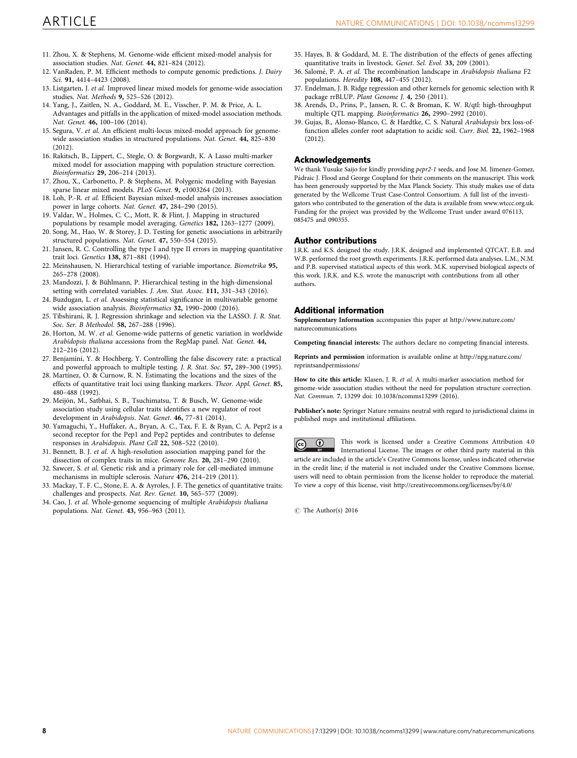11. Zhou, X. & Stephens, M. Genome-wide efficient mixed-model analysis for association studies. *Nat. Genet.* **44,** 821–824 (2012).
12. VanRaden, P. M. Efficient methods to compute genomic predictions. *J. Dairy Sci.* **91,** 4414–4423 (2008).
13. Listgarten, J. *et al.* Improved linear mixed models for genome-wide association studies. *Nat. Methods* **9,** 525–526 (2012).
14. Yang, J., Zaitlen, N. A., Goddard, M. E., Visscher, P. M. & Price, A. L. Advantages and pitfalls in the application of mixed-model association methods. *Nat. Genet.* **46,** 100–106 (2014).
15. Segura, V. *et al.* An efficient multi-locus mixed-model approach for genome-wide association studies in structured populations. *Nat. Genet.* **44,** 825–830 (2012).
16. Rakitsch, B., Lippert, C., Stegle, O. & Borgwardt, K. A Lasso multi-marker mixed model for association mapping with population structure correction. *Bioinformatics* **29,** 206–214 (2013).
17. Zhou, X., Carbonetto, P. & Stephens, M. Polygenic modeling with Bayesian sparse linear mixed models. *PLoS Genet.* **9,** e1003264 (2013).
18. Loh, P.-R. *et al.* Efficient Bayesian mixed-model analysis increases association power in large cohorts. *Nat. Genet.* **47,** 284–290 (2015).
19. Valdar, W., Holmes, C. C., Mott, R. & Flint, J. Mapping in structured populations by resample model averaging. *Genetics* **182,** 1263–1277 (2009).
20. Song, M., Hao, W. & Storey, J. D. Testing for genetic associations in arbitrarily structured populations. *Nat. Genet.* **47,** 550–554 (2015).
21. Jansen, R. C. Controlling the type I and type II errors in mapping quantitative trait loci. *Genetics* **138,** 871–881 (1994).
22. Meinshausen, N. Hierarchical testing of variable importance. *Biometrika* **95,** 265–278 (2008).
23. Mandozzi, J. & Bühlmann, P. Hierarchical testing in the high-dimensional setting with correlated variables. *J. Am. Stat. Assoc.* **111,** 331–343 (2016).
24. Buzdugan, L. *et al.* Assessing statistical significance in multivariable genome wide association analysis. *Bioinformatics* **32,** 1990–2000 (2016).
25. Tibshirani, R. J. Regression shrinkage and selection via the LASSO. *J. R. Stat. Soc. Ser. B Methodol.* **58,** 267–288 (1996).
26. Horton, M. W. *et al.* Genome-wide patterns of genetic variation in worldwide *Arabidopsis thaliana* accessions from the RegMap panel. *Nat. Genet.* **44,** 212–216 (2012).
27. Benjamini, Y. & Hochberg, Y. Controlling the false discovery rate: a practical and powerful approach to multiple testing. *J. R. Stat. Soc.* **57,** 289–300 (1995).
28. Martínez, O. & Curnow, R. N. Estimating the locations and the sizes of the effects of quantitative trait loci using flanking markers. *Theor. Appl. Genet.* **85,** 480–488 (1992).
29. Meijón, M., Satbhai, S. B., Tsuchimatsu, T. & Busch, W. Genome-wide association study using cellular traits identifies a new regulator of root development in *Arabidopsis*. *Nat. Genet.* **46,** 77–81 (2014).
30. Yamaguchi, Y., Huffaker, A., Bryan, A. C., Tax, F. E. & Ryan, C. A. Pepr2 is a second receptor for the Pep1 and Pep2 peptides and contributes to defense responses in *Arabidopsis*. *Plant Cell* **22,** 508–522 (2010).
31. Bennett, B. J. *et al.* A high-resolution association mapping panel for the dissection of complex traits in mice. *Genome Res.* **20,** 281–290 (2010).
32. Sawcer, S. *et al.* Genetic risk and a primary role for cell-mediated immune mechanisms in multiple sclerosis. *Nature* **476,** 214–219 (2011).
33. Mackay, T. F. C., Stone, E. A. & Ayroles, J. F. The genetics of quantitative traits: challenges and prospects. *Nat. Rev. Genet.* **10,** 565–577 (2009).
34. Cao, J. *et al.* Whole-genome sequencing of multiple *Arabidopsis thaliana* populations. *Nat. Genet.* **43,** 956–963 (2011).
35. Hayes, B. & Goddard, M. E. The distribution of the effects of genes affecting quantitative traits in livestock. *Genet. Sel. Evol.* **33,** 209 (2001).
36. Salomé, P. A. *et al.* The recombination landscape in *Arabidopsis thaliana* F2 populations. *Heredity* **108,** 447–455 (2012).
37. Endelman, J. B. Ridge regression and other kernels for genomic selection with R package rrBLUP. *Plant Genome J.* **4,** 250 (2011).
38. Arends, D., Prins, P., Jansen, R. C. & Broman, K. W. R/qtl: high-throughput multiple QTL mapping. *Bioinformatics* **26,** 2990–2992 (2010).
39. Gujas, B., Alonso-Blanco, C. & Hardtke, C. S. Natural *Arabidopsis* brx loss-of-function alleles confer root adaptation to acidic soil. *Curr. Biol.* **22,** 1962–1968 (2012).

## Acknowledgements

We thank Yusuke Saijo for kindly providing *pepr2-1* seeds, and Jose M. Jimenez-Gomez, Pádraic J. Flood and George Coupland for their comments on the manuscript. This work has been generously supported by the Max Planck Society. This study makes use of data generated by the Wellcome Trust Case-Control Consortium. A full list of the investigators who contributed to the generation of the data is available from www.wtccc.org.uk. Funding for the project was provided by the Wellcome Trust under award 076113, 085475 and 090355.

## Author contributions

J.R.K. and K.S. designed the study. J.R.K. designed and implemented QTCAT. E.B. and W.B. performed the root growth experiments. J.R.K. performed data analyses. L.M., N.M. and P.B. supervised statistical aspects of this work. M.K. supervised biological aspects of this work. J.R.K. and K.S. wrote the manuscript with contributions from all other authors.

## Additional information

**Supplementary Information** accompanies this paper at http://www.nature.com/naturecommunications

**Competing financial interests:** The authors declare no competing financial interests.

**Reprints and permission** information is available online at http://npg.nature.com/reprintsandpermissions/

**How to cite this article:** Klasen, J. R. *et al.* A multi-marker association method for genome-wide association studies without the need for population structure correction. *Nat. Commun.* 7, 13299 doi: 10.1038/ncomms13299 (2016).

**Publisher's note:** Springer Nature remains neutral with regard to jurisdictional claims in published maps and institutional affiliations.

This work is licensed under a Creative Commons Attribution 4.0 International License. The images or other third party material in this article are included in the article's Creative Commons license, unless indicated otherwise in the credit line; if the material is not included under the Creative Commons license, users will need to obtain permission from the license holder to reproduce the material. To view a copy of this license, visit http://creativecommons.org/licenses/by/4.0/

© The Author(s) 2016